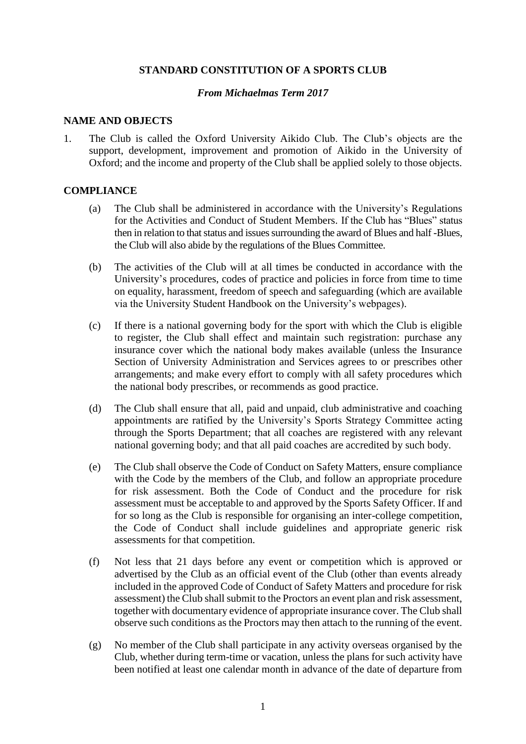**STANDARD CONSTITUTION OF A SPORTS CLUB**

***From Michaelmas Term 2017***

## NAME AND OBJECTS

1. The Club is called the Oxford University Aikido Club. The Club's objects are the support, development, improvement and promotion of Aikido in the University of Oxford; and the income and property of the Club shall be applied solely to those objects.

## COMPLIANCE

(a) The Club shall be administered in accordance with the University's Regulations for the Activities and Conduct of Student Members. If the Club has "Blues" status then in relation to that status and issues surrounding the award of Blues and half -Blues, the Club will also abide by the regulations of the Blues Committee.

(b) The activities of the Club will at all times be conducted in accordance with the University's procedures, codes of practice and policies in force from time to time on equality, harassment, freedom of speech and safeguarding (which are available via the University Student Handbook on the University's webpages).

(c) If there is a national governing body for the sport with which the Club is eligible to register, the Club shall effect and maintain such registration: purchase any insurance cover which the national body makes available (unless the Insurance Section of University Administration and Services agrees to or prescribes other arrangements; and make every effort to comply with all safety procedures which the national body prescribes, or recommends as good practice.

(d) The Club shall ensure that all, paid and unpaid, club administrative and coaching appointments are ratified by the University's Sports Strategy Committee acting through the Sports Department; that all coaches are registered with any relevant national governing body; and that all paid coaches are accredited by such body.

(e) The Club shall observe the Code of Conduct on Safety Matters, ensure compliance with the Code by the members of the Club, and follow an appropriate procedure for risk assessment. Both the Code of Conduct and the procedure for risk assessment must be acceptable to and approved by the Sports Safety Officer. If and for so long as the Club is responsible for organising an inter-college competition, the Code of Conduct shall include guidelines and appropriate generic risk assessments for that competition.

(f) Not less that 21 days before any event or competition which is approved or advertised by the Club as an official event of the Club (other than events already included in the approved Code of Conduct of Safety Matters and procedure for risk assessment) the Club shall submit to the Proctors an event plan and risk assessment, together with documentary evidence of appropriate insurance cover. The Club shall observe such conditions as the Proctors may then attach to the running of the event.

(g) No member of the Club shall participate in any activity overseas organised by the Club, whether during term-time or vacation, unless the plans for such activity have been notified at least one calendar month in advance of the date of departure from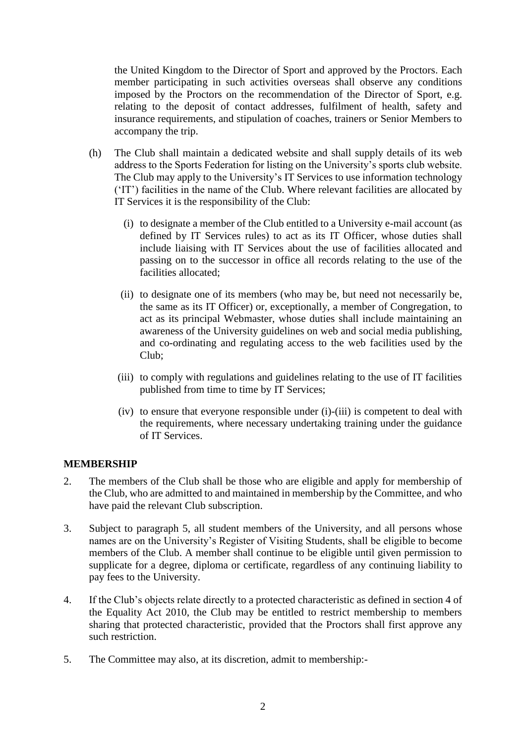the United Kingdom to the Director of Sport and approved by the Proctors. Each member participating in such activities overseas shall observe any conditions imposed by the Proctors on the recommendation of the Director of Sport, e.g. relating to the deposit of contact addresses, fulfilment of health, safety and insurance requirements, and stipulation of coaches, trainers or Senior Members to accompany the trip.

(h) The Club shall maintain a dedicated website and shall supply details of its web address to the Sports Federation for listing on the University's sports club website. The Club may apply to the University's IT Services to use information technology ('IT') facilities in the name of the Club. Where relevant facilities are allocated by IT Services it is the responsibility of the Club:

(i) to designate a member of the Club entitled to a University e-mail account (as defined by IT Services rules) to act as its IT Officer, whose duties shall include liaising with IT Services about the use of facilities allocated and passing on to the successor in office all records relating to the use of the facilities allocated;

(ii) to designate one of its members (who may be, but need not necessarily be, the same as its IT Officer) or, exceptionally, a member of Congregation, to act as its principal Webmaster, whose duties shall include maintaining an awareness of the University guidelines on web and social media publishing, and co-ordinating and regulating access to the web facilities used by the Club;

(iii) to comply with regulations and guidelines relating to the use of IT facilities published from time to time by IT Services;

(iv) to ensure that everyone responsible under (i)-(iii) is competent to deal with the requirements, where necessary undertaking training under the guidance of IT Services.

## MEMBERSHIP

2. The members of the Club shall be those who are eligible and apply for membership of the Club, who are admitted to and maintained in membership by the Committee, and who have paid the relevant Club subscription.

3. Subject to paragraph 5, all student members of the University, and all persons whose names are on the University's Register of Visiting Students, shall be eligible to become members of the Club. A member shall continue to be eligible until given permission to supplicate for a degree, diploma or certificate, regardless of any continuing liability to pay fees to the University.

4. If the Club's objects relate directly to a protected characteristic as defined in section 4 of the Equality Act 2010, the Club may be entitled to restrict membership to members sharing that protected characteristic, provided that the Proctors shall first approve any such restriction.

5. The Committee may also, at its discretion, admit to membership:-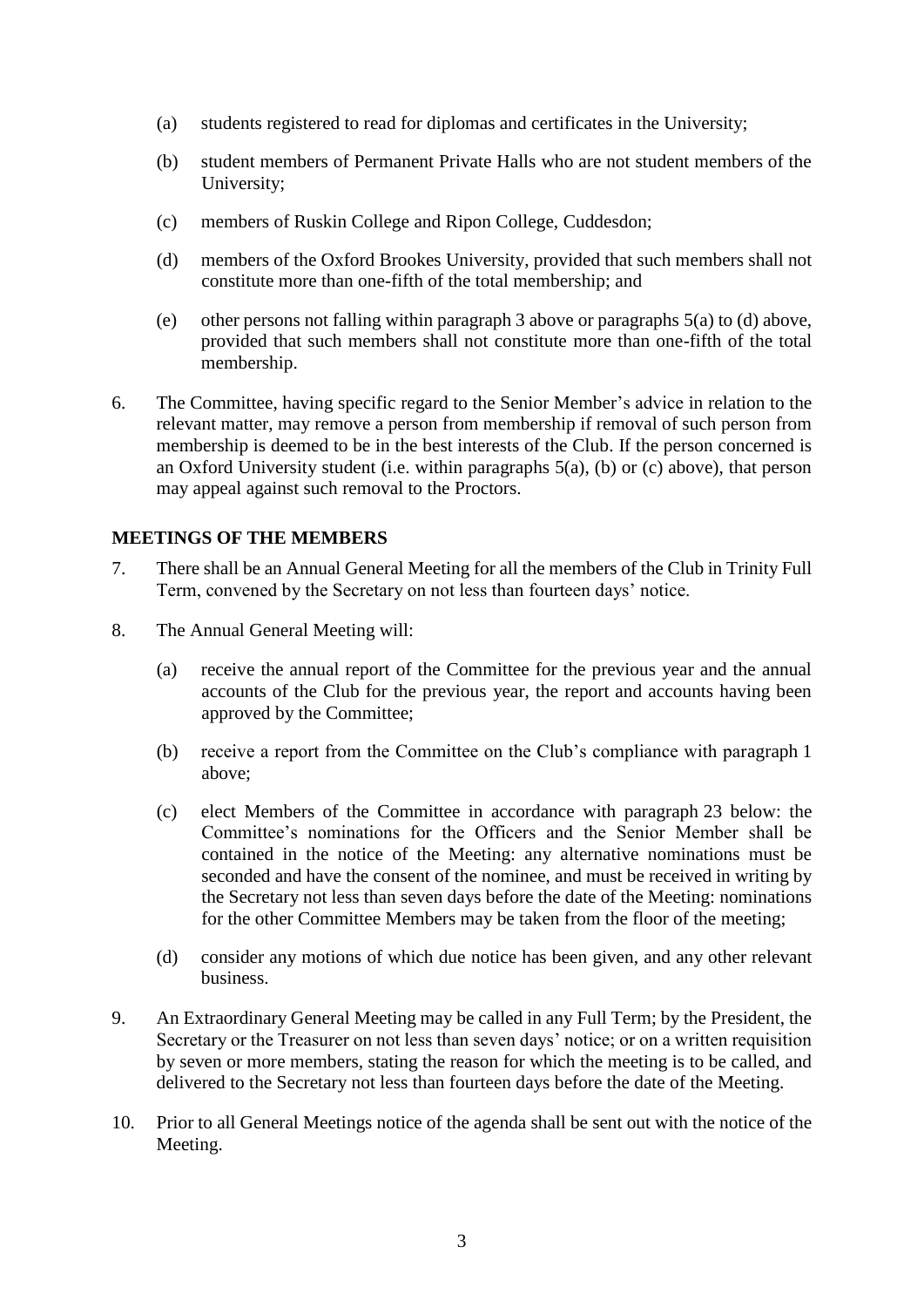(a) students registered to read for diplomas and certificates in the University;

(b) student members of Permanent Private Halls who are not student members of the University;

(c) members of Ruskin College and Ripon College, Cuddesdon;

(d) members of the Oxford Brookes University, provided that such members shall not constitute more than one-fifth of the total membership; and

(e) other persons not falling within paragraph 3 above or paragraphs 5(a) to (d) above, provided that such members shall not constitute more than one-fifth of the total membership.

6. The Committee, having specific regard to the Senior Member's advice in relation to the relevant matter, may remove a person from membership if removal of such person from membership is deemed to be in the best interests of the Club. If the person concerned is an Oxford University student (i.e. within paragraphs 5(a), (b) or (c) above), that person may appeal against such removal to the Proctors.

**MEETINGS OF THE MEMBERS**

7. There shall be an Annual General Meeting for all the members of the Club in Trinity Full Term, convened by the Secretary on not less than fourteen days' notice.

8. The Annual General Meeting will:

   (a) receive the annual report of the Committee for the previous year and the annual accounts of the Club for the previous year, the report and accounts having been approved by the Committee;

   (b) receive a report from the Committee on the Club's compliance with paragraph 1 above;

   (c) elect Members of the Committee in accordance with paragraph 23 below: the Committee's nominations for the Officers and the Senior Member shall be contained in the notice of the Meeting: any alternative nominations must be seconded and have the consent of the nominee, and must be received in writing by the Secretary not less than seven days before the date of the Meeting: nominations for the other Committee Members may be taken from the floor of the meeting;

   (d) consider any motions of which due notice has been given, and any other relevant business.

9. An Extraordinary General Meeting may be called in any Full Term; by the President, the Secretary or the Treasurer on not less than seven days' notice; or on a written requisition by seven or more members, stating the reason for which the meeting is to be called, and delivered to the Secretary not less than fourteen days before the date of the Meeting.

10. Prior to all General Meetings notice of the agenda shall be sent out with the notice of the Meeting.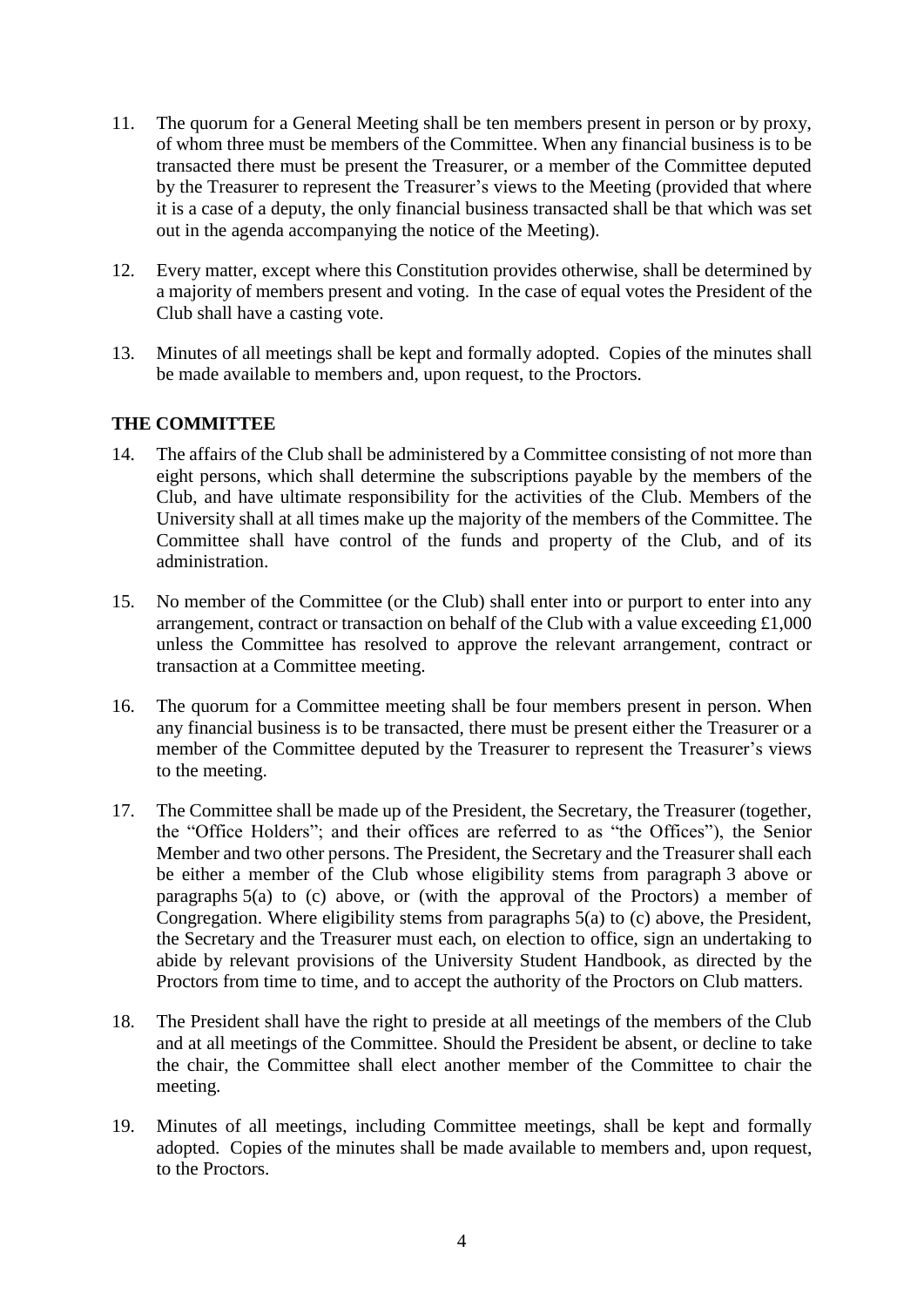11. The quorum for a General Meeting shall be ten members present in person or by proxy, of whom three must be members of the Committee. When any financial business is to be transacted there must be present the Treasurer, or a member of the Committee deputed by the Treasurer to represent the Treasurer's views to the Meeting (provided that where it is a case of a deputy, the only financial business transacted shall be that which was set out in the agenda accompanying the notice of the Meeting).

12. Every matter, except where this Constitution provides otherwise, shall be determined by a majority of members present and voting. In the case of equal votes the President of the Club shall have a casting vote.

13. Minutes of all meetings shall be kept and formally adopted. Copies of the minutes shall be made available to members and, upon request, to the Proctors.

## THE COMMITTEE

14. The affairs of the Club shall be administered by a Committee consisting of not more than eight persons, which shall determine the subscriptions payable by the members of the Club, and have ultimate responsibility for the activities of the Club. Members of the University shall at all times make up the majority of the members of the Committee. The Committee shall have control of the funds and property of the Club, and of its administration.

15. No member of the Committee (or the Club) shall enter into or purport to enter into any arrangement, contract or transaction on behalf of the Club with a value exceeding £1,000 unless the Committee has resolved to approve the relevant arrangement, contract or transaction at a Committee meeting.

16. The quorum for a Committee meeting shall be four members present in person. When any financial business is to be transacted, there must be present either the Treasurer or a member of the Committee deputed by the Treasurer to represent the Treasurer's views to the meeting.

17. The Committee shall be made up of the President, the Secretary, the Treasurer (together, the "Office Holders"; and their offices are referred to as "the Offices"), the Senior Member and two other persons. The President, the Secretary and the Treasurer shall each be either a member of the Club whose eligibility stems from paragraph 3 above or paragraphs 5(a) to (c) above, or (with the approval of the Proctors) a member of Congregation. Where eligibility stems from paragraphs 5(a) to (c) above, the President, the Secretary and the Treasurer must each, on election to office, sign an undertaking to abide by relevant provisions of the University Student Handbook, as directed by the Proctors from time to time, and to accept the authority of the Proctors on Club matters.

18. The President shall have the right to preside at all meetings of the members of the Club and at all meetings of the Committee. Should the President be absent, or decline to take the chair, the Committee shall elect another member of the Committee to chair the meeting.

19. Minutes of all meetings, including Committee meetings, shall be kept and formally adopted. Copies of the minutes shall be made available to members and, upon request, to the Proctors.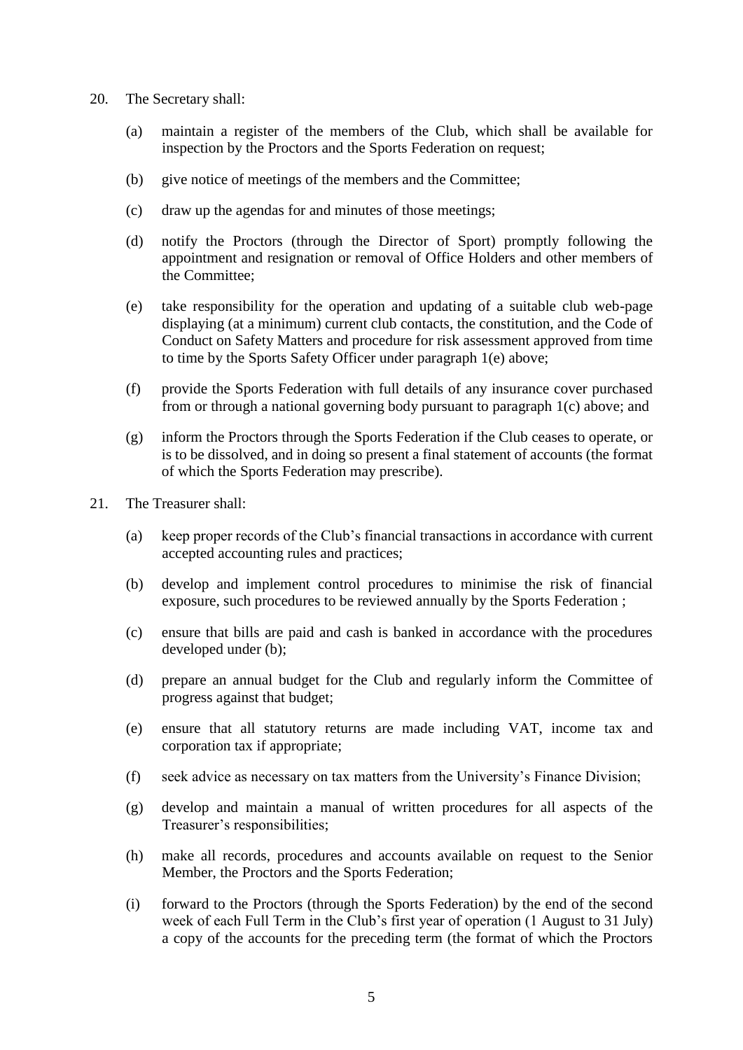20. The Secretary shall:

    (a) maintain a register of the members of the Club, which shall be available for inspection by the Proctors and the Sports Federation on request;

    (b) give notice of meetings of the members and the Committee;

    (c) draw up the agendas for and minutes of those meetings;

    (d) notify the Proctors (through the Director of Sport) promptly following the appointment and resignation or removal of Office Holders and other members of the Committee;

    (e) take responsibility for the operation and updating of a suitable club web-page displaying (at a minimum) current club contacts, the constitution, and the Code of Conduct on Safety Matters and procedure for risk assessment approved from time to time by the Sports Safety Officer under paragraph 1(e) above;

    (f) provide the Sports Federation with full details of any insurance cover purchased from or through a national governing body pursuant to paragraph 1(c) above; and

    (g) inform the Proctors through the Sports Federation if the Club ceases to operate, or is to be dissolved, and in doing so present a final statement of accounts (the format of which the Sports Federation may prescribe).

21. The Treasurer shall:

    (a) keep proper records of the Club's financial transactions in accordance with current accepted accounting rules and practices;

    (b) develop and implement control procedures to minimise the risk of financial exposure, such procedures to be reviewed annually by the Sports Federation ;

    (c) ensure that bills are paid and cash is banked in accordance with the procedures developed under (b);

    (d) prepare an annual budget for the Club and regularly inform the Committee of progress against that budget;

    (e) ensure that all statutory returns are made including VAT, income tax and corporation tax if appropriate;

    (f) seek advice as necessary on tax matters from the University's Finance Division;

    (g) develop and maintain a manual of written procedures for all aspects of the Treasurer's responsibilities;

    (h) make all records, procedures and accounts available on request to the Senior Member, the Proctors and the Sports Federation;

    (i) forward to the Proctors (through the Sports Federation) by the end of the second week of each Full Term in the Club's first year of operation (1 August to 31 July) a copy of the accounts for the preceding term (the format of which the Proctors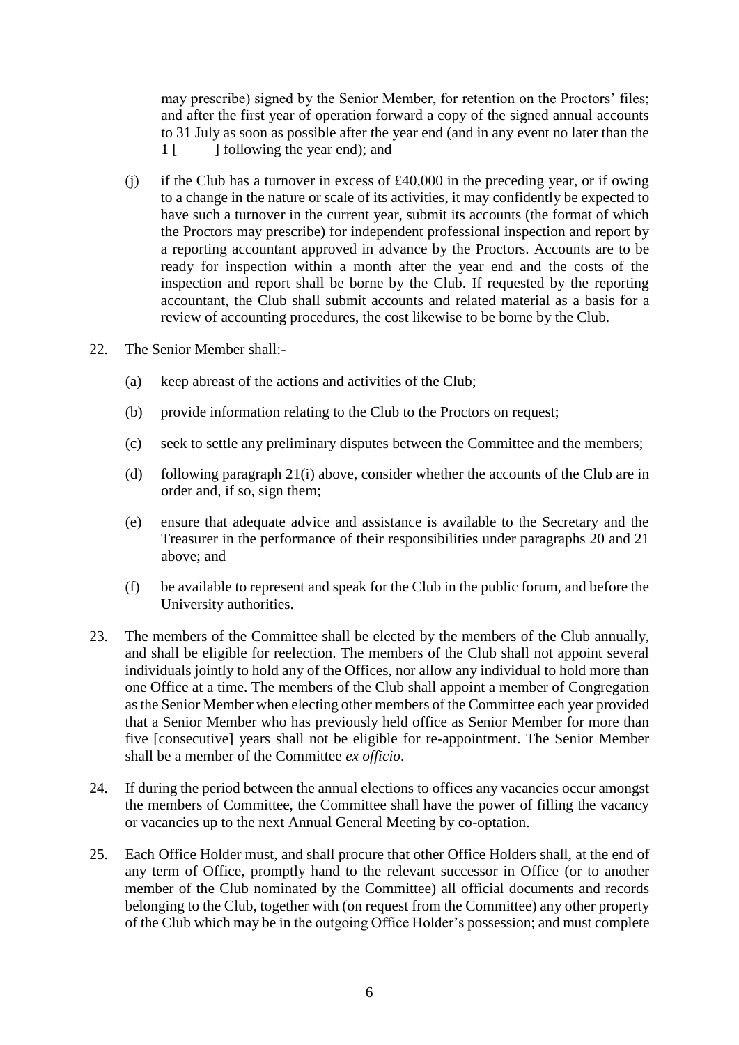may prescribe) signed by the Senior Member, for retention on the Proctors' files; and after the first year of operation forward a copy of the signed annual accounts to 31 July as soon as possible after the year end (and in any event no later than the 1 [ ] following the year end); and

(j) if the Club has a turnover in excess of £40,000 in the preceding year, or if owing to a change in the nature or scale of its activities, it may confidently be expected to have such a turnover in the current year, submit its accounts (the format of which the Proctors may prescribe) for independent professional inspection and report by a reporting accountant approved in advance by the Proctors. Accounts are to be ready for inspection within a month after the year end and the costs of the inspection and report shall be borne by the Club. If requested by the reporting accountant, the Club shall submit accounts and related material as a basis for a review of accounting procedures, the cost likewise to be borne by the Club.

22. The Senior Member shall:-

    (a) keep abreast of the actions and activities of the Club;

    (b) provide information relating to the Club to the Proctors on request;

    (c) seek to settle any preliminary disputes between the Committee and the members;

    (d) following paragraph 21(i) above, consider whether the accounts of the Club are in order and, if so, sign them;

    (e) ensure that adequate advice and assistance is available to the Secretary and the Treasurer in the performance of their responsibilities under paragraphs 20 and 21 above; and

    (f) be available to represent and speak for the Club in the public forum, and before the University authorities.

23. The members of the Committee shall be elected by the members of the Club annually, and shall be eligible for reelection. The members of the Club shall not appoint several individuals jointly to hold any of the Offices, nor allow any individual to hold more than one Office at a time. The members of the Club shall appoint a member of Congregation as the Senior Member when electing other members of the Committee each year provided that a Senior Member who has previously held office as Senior Member for more than five [consecutive] years shall not be eligible for re-appointment. The Senior Member shall be a member of the Committee *ex officio*.

24. If during the period between the annual elections to offices any vacancies occur amongst the members of Committee, the Committee shall have the power of filling the vacancy or vacancies up to the next Annual General Meeting by co-optation.

25. Each Office Holder must, and shall procure that other Office Holders shall, at the end of any term of Office, promptly hand to the relevant successor in Office (or to another member of the Club nominated by the Committee) all official documents and records belonging to the Club, together with (on request from the Committee) any other property of the Club which may be in the outgoing Office Holder's possession; and must complete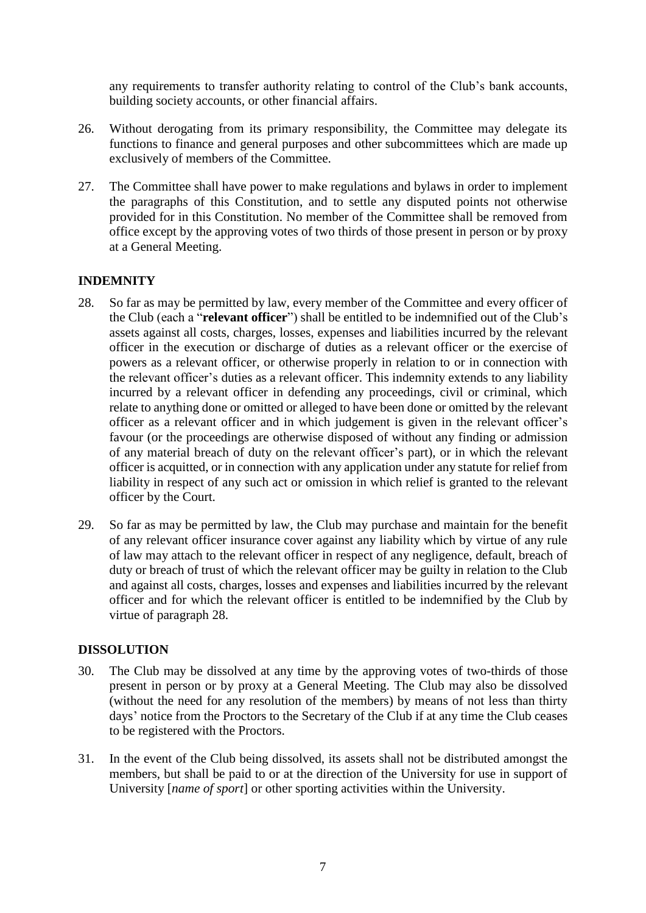any requirements to transfer authority relating to control of the Club's bank accounts, building society accounts, or other financial affairs.

26. Without derogating from its primary responsibility, the Committee may delegate its functions to finance and general purposes and other subcommittees which are made up exclusively of members of the Committee.

27. The Committee shall have power to make regulations and bylaws in order to implement the paragraphs of this Constitution, and to settle any disputed points not otherwise provided for in this Constitution. No member of the Committee shall be removed from office except by the approving votes of two thirds of those present in person or by proxy at a General Meeting.

## INDEMNITY

28. So far as may be permitted by law, every member of the Committee and every officer of the Club (each a "**relevant officer**") shall be entitled to be indemnified out of the Club's assets against all costs, charges, losses, expenses and liabilities incurred by the relevant officer in the execution or discharge of duties as a relevant officer or the exercise of powers as a relevant officer, or otherwise properly in relation to or in connection with the relevant officer's duties as a relevant officer. This indemnity extends to any liability incurred by a relevant officer in defending any proceedings, civil or criminal, which relate to anything done or omitted or alleged to have been done or omitted by the relevant officer as a relevant officer and in which judgement is given in the relevant officer's favour (or the proceedings are otherwise disposed of without any finding or admission of any material breach of duty on the relevant officer's part), or in which the relevant officer is acquitted, or in connection with any application under any statute for relief from liability in respect of any such act or omission in which relief is granted to the relevant officer by the Court.

29. So far as may be permitted by law, the Club may purchase and maintain for the benefit of any relevant officer insurance cover against any liability which by virtue of any rule of law may attach to the relevant officer in respect of any negligence, default, breach of duty or breach of trust of which the relevant officer may be guilty in relation to the Club and against all costs, charges, losses and expenses and liabilities incurred by the relevant officer and for which the relevant officer is entitled to be indemnified by the Club by virtue of paragraph 28.

## DISSOLUTION

30. The Club may be dissolved at any time by the approving votes of two-thirds of those present in person or by proxy at a General Meeting. The Club may also be dissolved (without the need for any resolution of the members) by means of not less than thirty days' notice from the Proctors to the Secretary of the Club if at any time the Club ceases to be registered with the Proctors.

31. In the event of the Club being dissolved, its assets shall not be distributed amongst the members, but shall be paid to or at the direction of the University for use in support of University [*name of sport*] or other sporting activities within the University.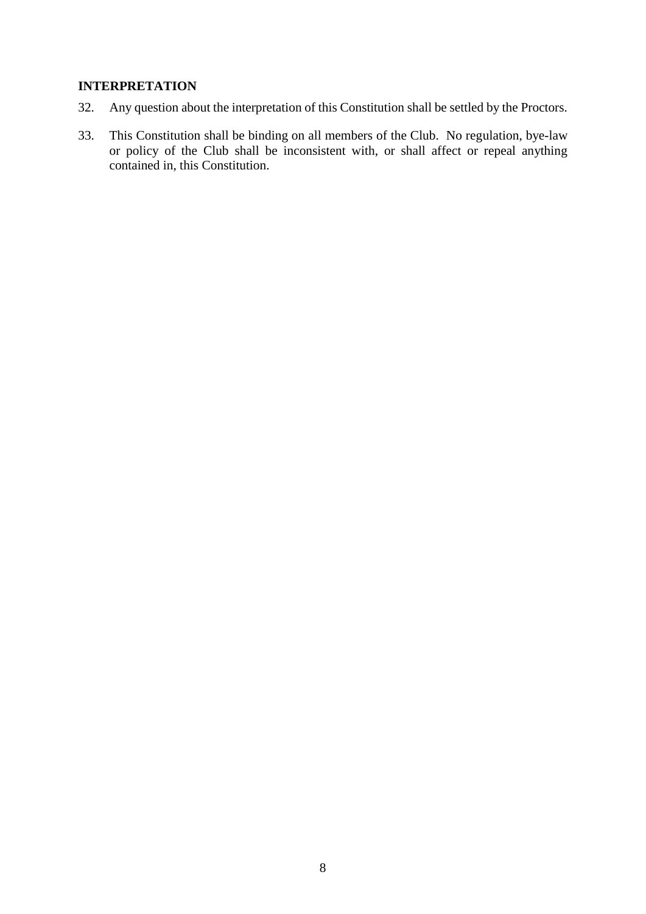## INTERPRETATION

32. Any question about the interpretation of this Constitution shall be settled by the Proctors.

33. This Constitution shall be binding on all members of the Club. No regulation, bye-law or policy of the Club shall be inconsistent with, or shall affect or repeal anything contained in, this Constitution.